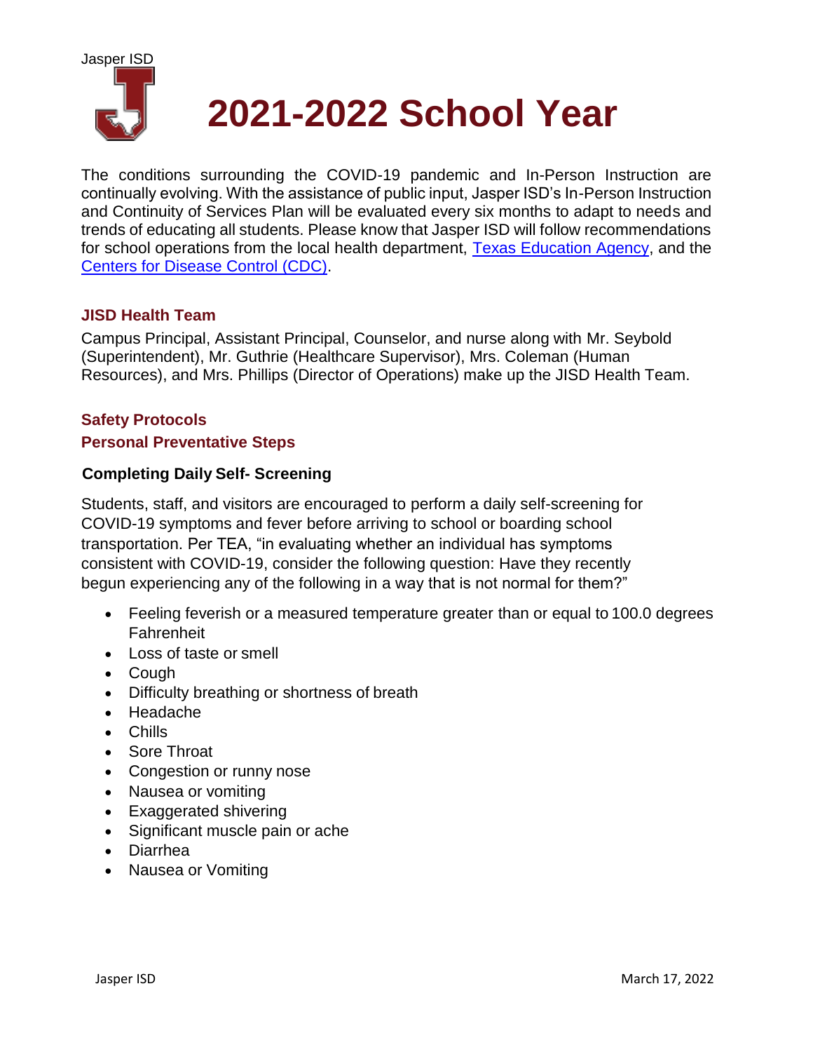Jasper ISD

# 2021-2022 School Year

The conditions surrounding the COVID-19 pandemic and In-Person Instruction are continually evolving. With the assistance of public input, Jasper ISD's In-Person Instruction and Continuity of Services Plan will be evaluated every six months to adapt to needs and trends of educating all students. Please know that Jasper ISD will follow recommendations for school operations from the local health department, [Texas Education Agency](), and the [Centers for Disease Control (CDC)]().

## JISD Health Team

Campus Principal, Assistant Principal, Counselor, and nurse along with Mr. Seybold (Superintendent), Mr. Guthrie (Healthcare Supervisor), Mrs. Coleman (Human Resources), and Mrs. Phillips (Director of Operations) make up the JISD Health Team.

## Safety Protocols

## Personal Preventative Steps

### Completing Daily Self- Screening

Students, staff, and visitors are encouraged to perform a daily self-screening for COVID-19 symptoms and fever before arriving to school or boarding school transportation. Per TEA, "in evaluating whether an individual has symptoms consistent with COVID-19, consider the following question: Have they recently begun experiencing any of the following in a way that is not normal for them?"

- Feeling feverish or a measured temperature greater than or equal to 100.0 degrees Fahrenheit
- Loss of taste or smell
- Cough
- Difficulty breathing or shortness of breath
- Headache
- Chills
- Sore Throat
- Congestion or runny nose
- Nausea or vomiting
- Exaggerated shivering
- Significant muscle pain or ache
- Diarrhea
- Nausea or Vomiting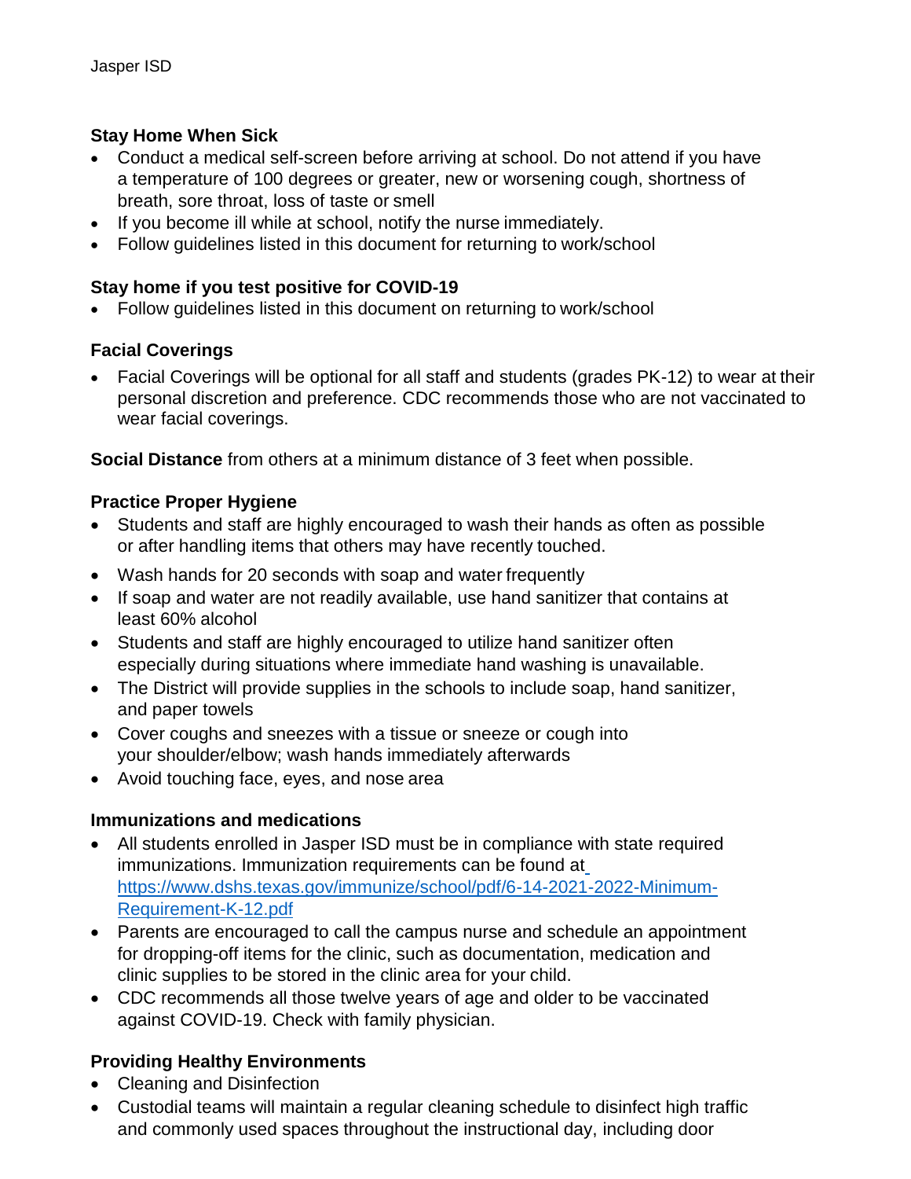**Stay Home When Sick**

- Conduct a medical self-screen before arriving at school. Do not attend if you have a temperature of 100 degrees or greater, new or worsening cough, shortness of breath, sore throat, loss of taste or smell
- If you become ill while at school, notify the nurse immediately.
- Follow guidelines listed in this document for returning to work/school

**Stay home if you test positive for COVID-19**

- Follow guidelines listed in this document on returning to work/school

**Facial Coverings**

- Facial Coverings will be optional for all staff and students (grades PK-12) to wear at their personal discretion and preference. CDC recommends those who are not vaccinated to wear facial coverings.

**Social Distance** from others at a minimum distance of 3 feet when possible.

**Practice Proper Hygiene**

- Students and staff are highly encouraged to wash their hands as often as possible or after handling items that others may have recently touched.
- Wash hands for 20 seconds with soap and water frequently
- If soap and water are not readily available, use hand sanitizer that contains at least 60% alcohol
- Students and staff are highly encouraged to utilize hand sanitizer often especially during situations where immediate hand washing is unavailable.
- The District will provide supplies in the schools to include soap, hand sanitizer, and paper towels
- Cover coughs and sneezes with a tissue or sneeze or cough into your shoulder/elbow; wash hands immediately afterwards
- Avoid touching face, eyes, and nose area

**Immunizations and medications**

- All students enrolled in Jasper ISD must be in compliance with state required immunizations. Immunization requirements can be found at https://www.dshs.texas.gov/immunize/school/pdf/6-14-2021-2022-Minimum-Requirement-K-12.pdf
- Parents are encouraged to call the campus nurse and schedule an appointment for dropping-off items for the clinic, such as documentation, medication and clinic supplies to be stored in the clinic area for your child.
- CDC recommends all those twelve years of age and older to be vaccinated against COVID-19. Check with family physician.

**Providing Healthy Environments**

- Cleaning and Disinfection
- Custodial teams will maintain a regular cleaning schedule to disinfect high traffic and commonly used spaces throughout the instructional day, including door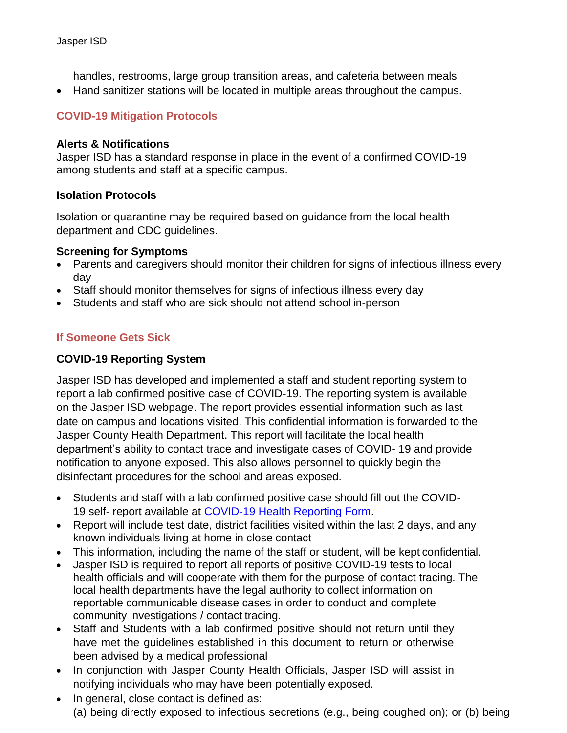handles, restrooms, large group transition areas, and cafeteria between meals

- Hand sanitizer stations will be located in multiple areas throughout the campus.

## COVID-19 Mitigation Protocols

### Alerts & Notifications

Jasper ISD has a standard response in place in the event of a confirmed COVID-19 among students and staff at a specific campus.

### Isolation Protocols

Isolation or quarantine may be required based on guidance from the local health department and CDC guidelines.

### Screening for Symptoms

- Parents and caregivers should monitor their children for signs of infectious illness every day
- Staff should monitor themselves for signs of infectious illness every day
- Students and staff who are sick should not attend school in-person

## If Someone Gets Sick

### COVID-19 Reporting System

Jasper ISD has developed and implemented a staff and student reporting system to report a lab confirmed positive case of COVID-19. The reporting system is available on the Jasper ISD webpage. The report provides essential information such as last date on campus and locations visited. This confidential information is forwarded to the Jasper County Health Department. This report will facilitate the local health department's ability to contact trace and investigate cases of COVID- 19 and provide notification to anyone exposed. This also allows personnel to quickly begin the disinfectant procedures for the school and areas exposed.

- Students and staff with a lab confirmed positive case should fill out the COVID-19 self- report available at [COVID-19 Health Reporting Form].
- Report will include test date, district facilities visited within the last 2 days, and any known individuals living at home in close contact
- This information, including the name of the staff or student, will be kept confidential.
- Jasper ISD is required to report all reports of positive COVID-19 tests to local health officials and will cooperate with them for the purpose of contact tracing. The local health departments have the legal authority to collect information on reportable communicable disease cases in order to conduct and complete community investigations / contact tracing.
- Staff and Students with a lab confirmed positive should not return until they have met the guidelines established in this document to return or otherwise been advised by a medical professional
- In conjunction with Jasper County Health Officials, Jasper ISD will assist in notifying individuals who may have been potentially exposed.
- In general, close contact is defined as:
  (a) being directly exposed to infectious secretions (e.g., being coughed on); or (b) being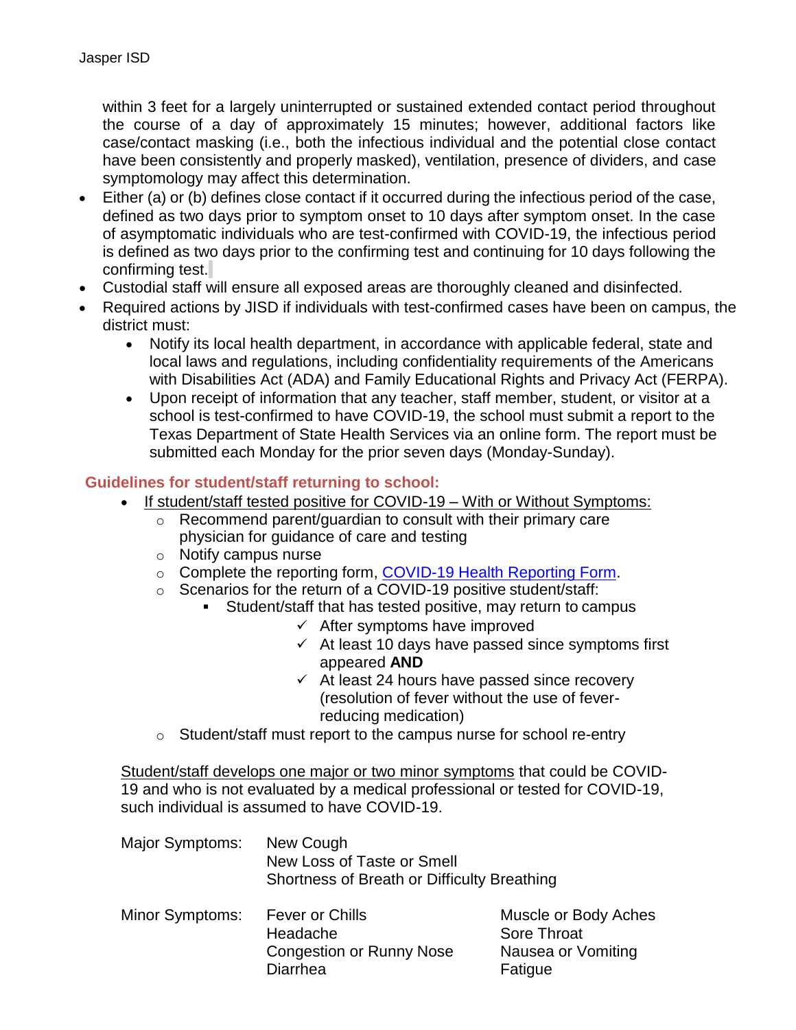within 3 feet for a largely uninterrupted or sustained extended contact period throughout the course of a day of approximately 15 minutes; however, additional factors like case/contact masking (i.e., both the infectious individual and the potential close contact have been consistently and properly masked), ventilation, presence of dividers, and case symptomology may affect this determination.

- Either (a) or (b) defines close contact if it occurred during the infectious period of the case, defined as two days prior to symptom onset to 10 days after symptom onset. In the case of asymptomatic individuals who are test-confirmed with COVID-19, the infectious period is defined as two days prior to the confirming test and continuing for 10 days following the confirming test.
- Custodial staff will ensure all exposed areas are thoroughly cleaned and disinfected.
- Required actions by JISD if individuals with test-confirmed cases have been on campus, the district must:
  - Notify its local health department, in accordance with applicable federal, state and local laws and regulations, including confidentiality requirements of the Americans with Disabilities Act (ADA) and Family Educational Rights and Privacy Act (FERPA).
  - Upon receipt of information that any teacher, staff member, student, or visitor at a school is test-confirmed to have COVID-19, the school must submit a report to the Texas Department of State Health Services via an online form. The report must be submitted each Monday for the prior seven days (Monday-Sunday).

## Guidelines for student/staff returning to school:

- If student/staff tested positive for COVID-19 – With or Without Symptoms:
  - Recommend parent/guardian to consult with their primary care physician for guidance of care and testing
  - Notify campus nurse
  - Complete the reporting form, [COVID-19 Health Reporting Form](#).
  - Scenarios for the return of a COVID-19 positive student/staff:
    - Student/staff that has tested positive, may return to campus
      - ✓ After symptoms have improved
      - ✓ At least 10 days have passed since symptoms first appeared **AND**
      - ✓ At least 24 hours have passed since recovery (resolution of fever without the use of fever-reducing medication)
  - Student/staff must report to the campus nurse for school re-entry

Student/staff develops one major or two minor symptoms that could be COVID-19 and who is not evaluated by a medical professional or tested for COVID-19, such individual is assumed to have COVID-19.

Major Symptoms:
- New Cough
- New Loss of Taste or Smell
- Shortness of Breath or Difficulty Breathing

Minor Symptoms:
- Fever or Chills
- Headache
- Congestion or Runny Nose
- Diarrhea
- Muscle or Body Aches
- Sore Throat
- Nausea or Vomiting
- Fatigue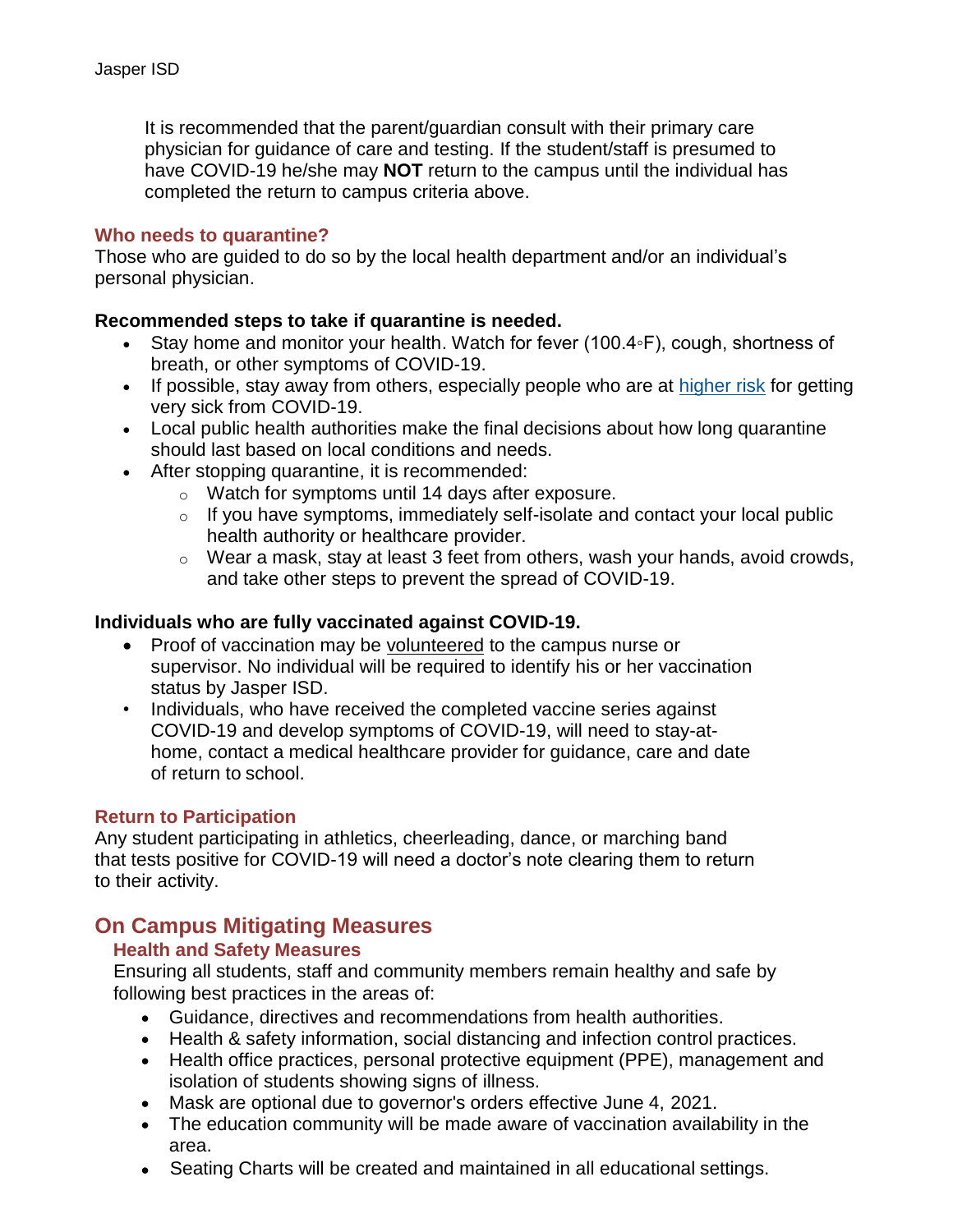It is recommended that the parent/guardian consult with their primary care physician for guidance of care and testing. If the student/staff is presumed to have COVID-19 he/she may **NOT** return to the campus until the individual has completed the return to campus criteria above.

### Who needs to quarantine?

Those who are guided to do so by the local health department and/or an individual's personal physician.

**Recommended steps to take if quarantine is needed.**

- Stay home and monitor your health. Watch for fever (100.4◦F), cough, shortness of breath, or other symptoms of COVID-19.
- If possible, stay away from others, especially people who are at higher risk for getting very sick from COVID-19.
- Local public health authorities make the final decisions about how long quarantine should last based on local conditions and needs.
- After stopping quarantine, it is recommended:
  - Watch for symptoms until 14 days after exposure.
  - If you have symptoms, immediately self-isolate and contact your local public health authority or healthcare provider.
  - Wear a mask, stay at least 3 feet from others, wash your hands, avoid crowds, and take other steps to prevent the spread of COVID-19.

**Individuals who are fully vaccinated against COVID-19.**

- Proof of vaccination may be volunteered to the campus nurse or supervisor. No individual will be required to identify his or her vaccination status by Jasper ISD.
- Individuals, who have received the completed vaccine series against COVID-19 and develop symptoms of COVID-19, will need to stay-at-home, contact a medical healthcare provider for guidance, care and date of return to school.

### Return to Participation

Any student participating in athletics, cheerleading, dance, or marching band that tests positive for COVID-19 will need a doctor's note clearing them to return to their activity.

## On Campus Mitigating Measures

### Health and Safety Measures

Ensuring all students, staff and community members remain healthy and safe by following best practices in the areas of:

- Guidance, directives and recommendations from health authorities.
- Health & safety information, social distancing and infection control practices.
- Health office practices, personal protective equipment (PPE), management and isolation of students showing signs of illness.
- Mask are optional due to governor's orders effective June 4, 2021.
- The education community will be made aware of vaccination availability in the area.
- Seating Charts will be created and maintained in all educational settings.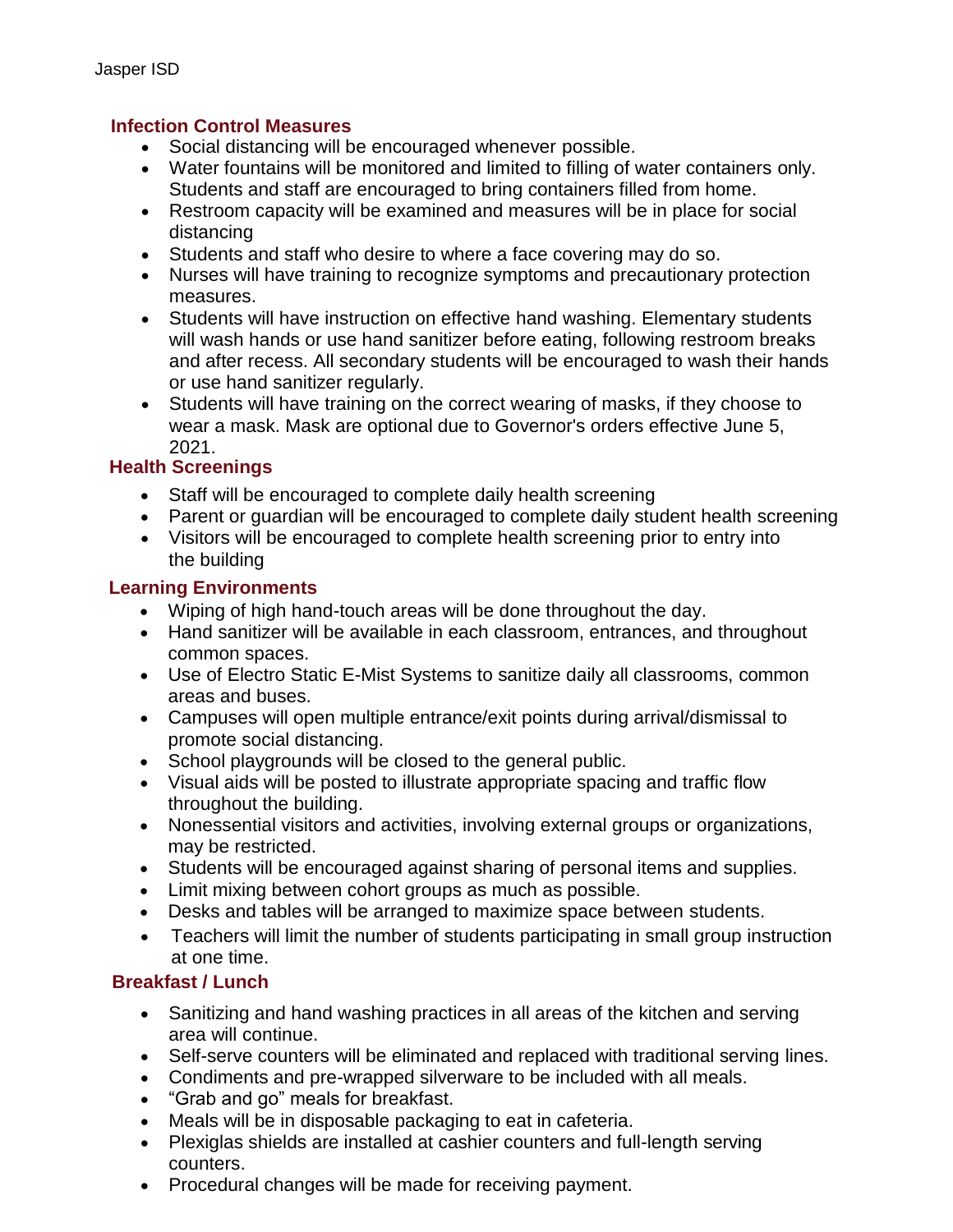## Infection Control Measures

- Social distancing will be encouraged whenever possible.
- Water fountains will be monitored and limited to filling of water containers only. Students and staff are encouraged to bring containers filled from home.
- Restroom capacity will be examined and measures will be in place for social distancing
- Students and staff who desire to where a face covering may do so.
- Nurses will have training to recognize symptoms and precautionary protection measures.
- Students will have instruction on effective hand washing. Elementary students will wash hands or use hand sanitizer before eating, following restroom breaks and after recess. All secondary students will be encouraged to wash their hands or use hand sanitizer regularly.
- Students will have training on the correct wearing of masks, if they choose to wear a mask. Mask are optional due to Governor's orders effective June 5, 2021.

## Health Screenings

- Staff will be encouraged to complete daily health screening
- Parent or guardian will be encouraged to complete daily student health screening
- Visitors will be encouraged to complete health screening prior to entry into the building

## Learning Environments

- Wiping of high hand-touch areas will be done throughout the day.
- Hand sanitizer will be available in each classroom, entrances, and throughout common spaces.
- Use of Electro Static E-Mist Systems to sanitize daily all classrooms, common areas and buses.
- Campuses will open multiple entrance/exit points during arrival/dismissal to promote social distancing.
- School playgrounds will be closed to the general public.
- Visual aids will be posted to illustrate appropriate spacing and traffic flow throughout the building.
- Nonessential visitors and activities, involving external groups or organizations, may be restricted.
- Students will be encouraged against sharing of personal items and supplies.
- Limit mixing between cohort groups as much as possible.
- Desks and tables will be arranged to maximize space between students.
- Teachers will limit the number of students participating in small group instruction at one time.

## Breakfast / Lunch

- Sanitizing and hand washing practices in all areas of the kitchen and serving area will continue.
- Self-serve counters will be eliminated and replaced with traditional serving lines.
- Condiments and pre-wrapped silverware to be included with all meals.
- "Grab and go" meals for breakfast.
- Meals will be in disposable packaging to eat in cafeteria.
- Plexiglas shields are installed at cashier counters and full-length serving counters.
- Procedural changes will be made for receiving payment.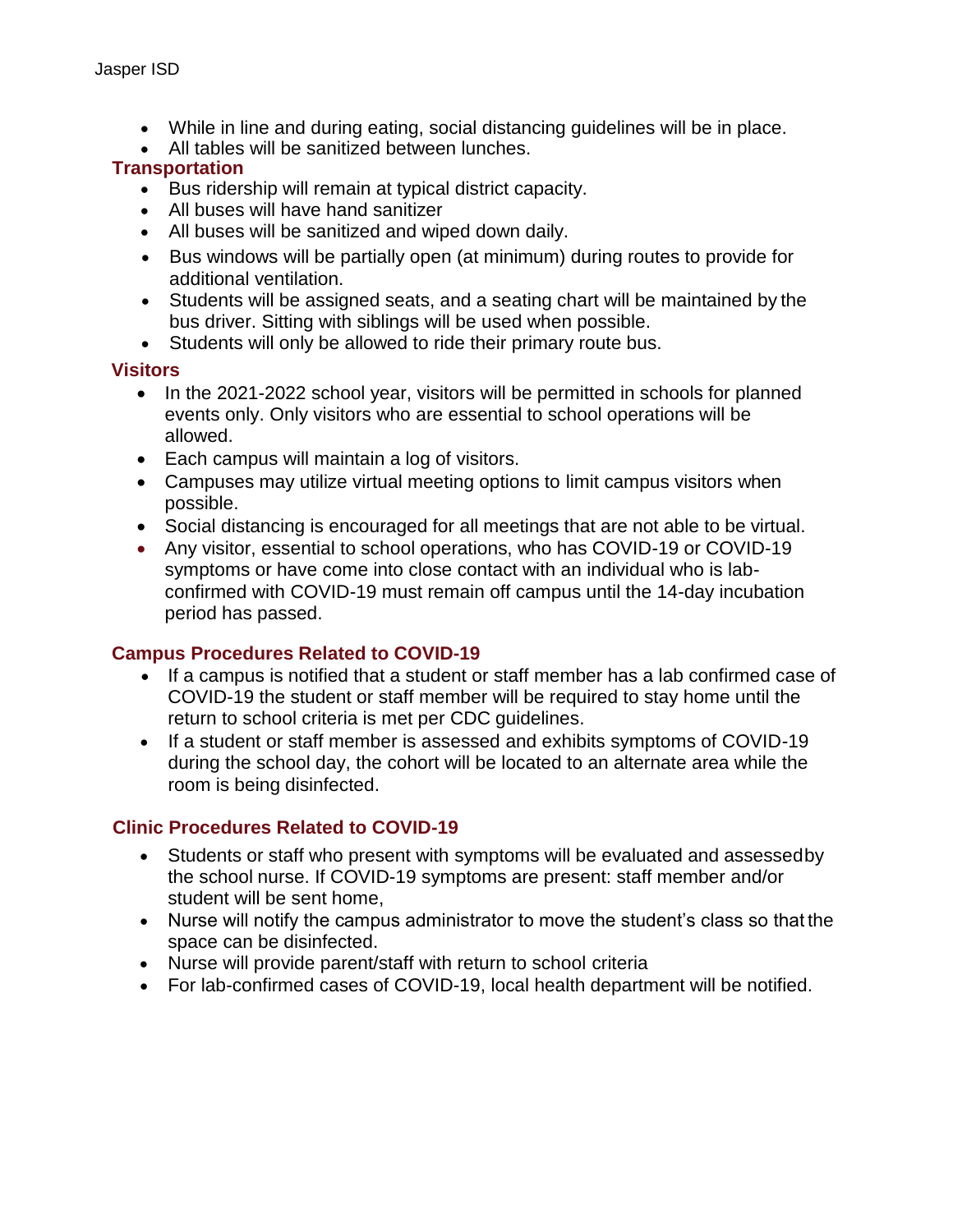- While in line and during eating, social distancing guidelines will be in place.
- All tables will be sanitized between lunches.

### Transportation

- Bus ridership will remain at typical district capacity.
- All buses will have hand sanitizer
- All buses will be sanitized and wiped down daily.
- Bus windows will be partially open (at minimum) during routes to provide for additional ventilation.
- Students will be assigned seats, and a seating chart will be maintained by the bus driver. Sitting with siblings will be used when possible.
- Students will only be allowed to ride their primary route bus.

### Visitors

- In the 2021-2022 school year, visitors will be permitted in schools for planned events only. Only visitors who are essential to school operations will be allowed.
- Each campus will maintain a log of visitors.
- Campuses may utilize virtual meeting options to limit campus visitors when possible.
- Social distancing is encouraged for all meetings that are not able to be virtual.
- Any visitor, essential to school operations, who has COVID-19 or COVID-19 symptoms or have come into close contact with an individual who is lab-confirmed with COVID-19 must remain off campus until the 14-day incubation period has passed.

### Campus Procedures Related to COVID-19

- If a campus is notified that a student or staff member has a lab confirmed case of COVID-19 the student or staff member will be required to stay home until the return to school criteria is met per CDC guidelines.
- If a student or staff member is assessed and exhibits symptoms of COVID-19 during the school day, the cohort will be located to an alternate area while the room is being disinfected.

### Clinic Procedures Related to COVID-19

- Students or staff who present with symptoms will be evaluated and assessed by the school nurse. If COVID-19 symptoms are present: staff member and/or student will be sent home,
- Nurse will notify the campus administrator to move the student's class so that the space can be disinfected.
- Nurse will provide parent/staff with return to school criteria
- For lab-confirmed cases of COVID-19, local health department will be notified.